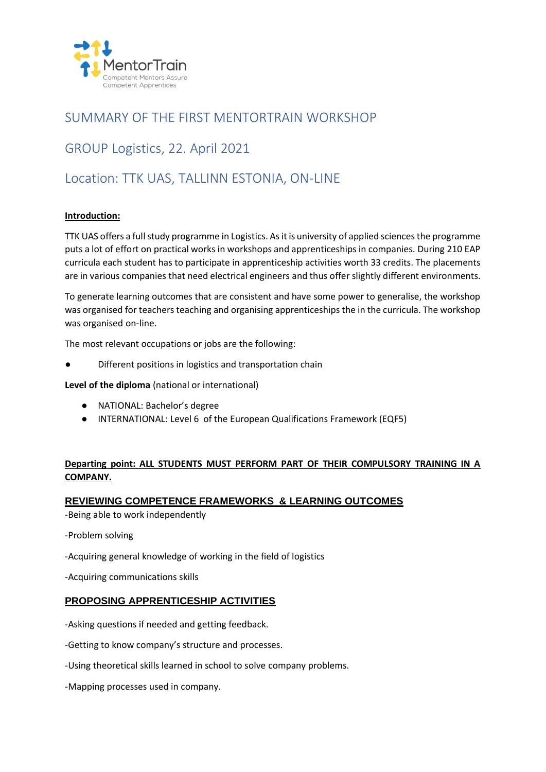# SUMMARY OF THE FIRST MENTORTRAIN WORKSHOP

## GROUP Logistics, 22. April 2021

## Location: TTK UAS, TALLINN ESTONIA, ON-LINE

**Introduction:**

TTK UAS offers a full study programme in Logistics. As it is university of applied sciences the programme puts a lot of effort on practical works in workshops and apprenticeships in companies. During 210 EAP curricula each student has to participate in apprenticeship activities worth 33 credits. The placements are in various companies that need electrical engineers and thus offer slightly different environments.

To generate learning outcomes that are consistent and have some power to generalise, the workshop was organised for teachers teaching and organising apprenticeships the in the curricula. The workshop was organised on-line.

The most relevant occupations or jobs are the following:

- Different positions in logistics and transportation chain

**Level of the diploma** (national or international)

- NATIONAL: Bachelor's degree
- INTERNATIONAL: Level 6 of the European Qualifications Framework (EQF5)

**Departing point: ALL STUDENTS MUST PERFORM PART OF THEIR COMPULSORY TRAINING IN A COMPANY.**

### REVIEWING COMPETENCE FRAMEWORKS & LEARNING OUTCOMES

-Being able to work independently

-Problem solving

-Acquiring general knowledge of working in the field of logistics

-Acquiring communications skills

### PROPOSING APPRENTICESHIP ACTIVITIES

-Asking questions if needed and getting feedback.

-Getting to know company's structure and processes.

-Using theoretical skills learned in school to solve company problems.

-Mapping processes used in company.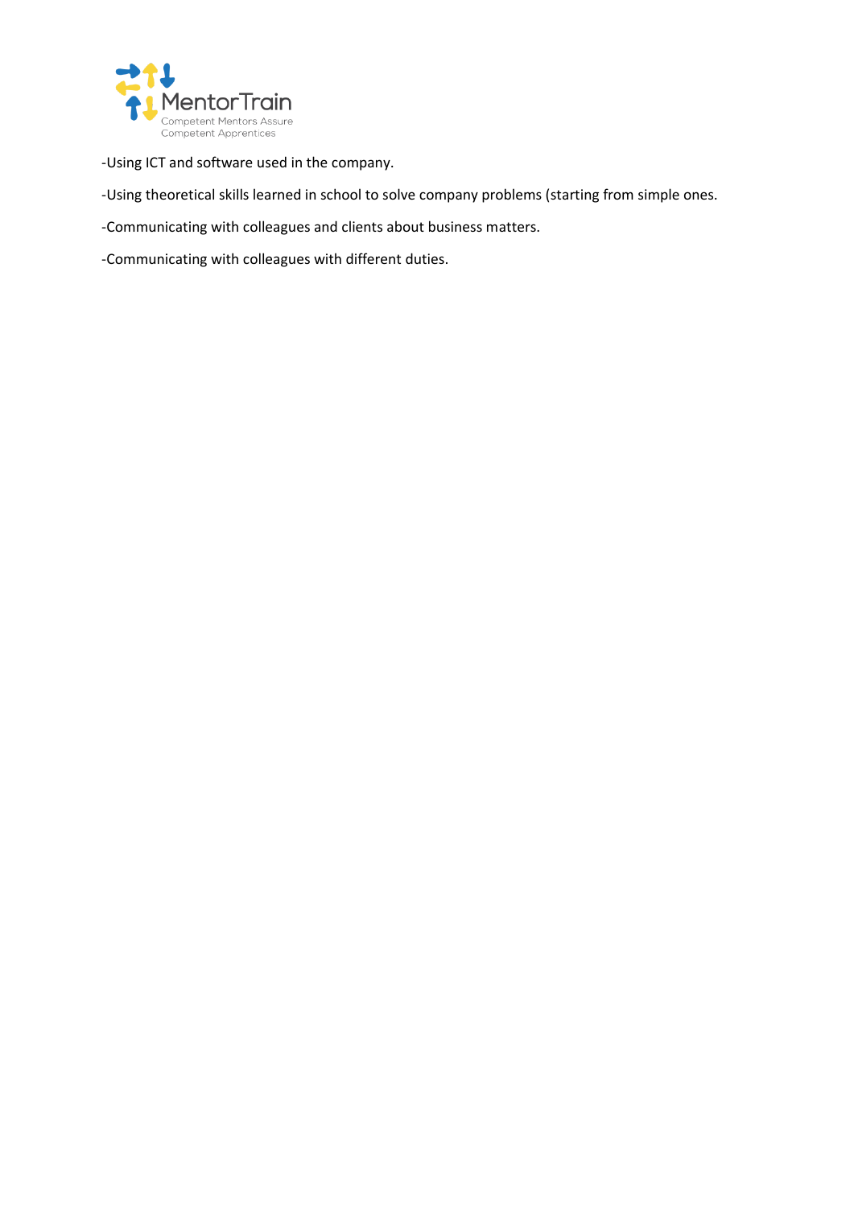-Using ICT and software used in the company.

-Using theoretical skills learned in school to solve company problems (starting from simple ones.

-Communicating with colleagues and clients about business matters.

-Communicating with colleagues with different duties.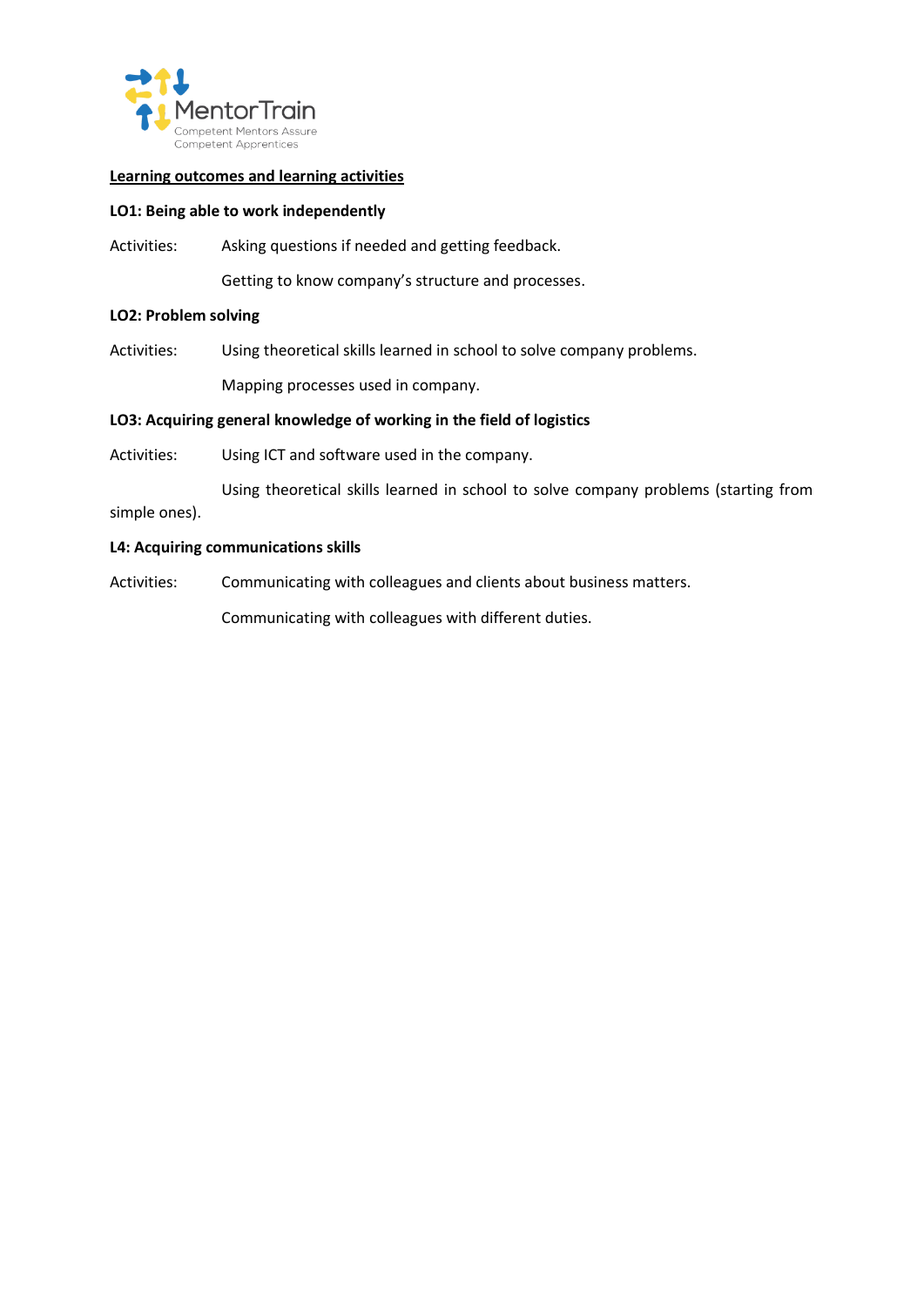**Learning outcomes and learning activities**

**LO1: Being able to work independently**

Activities: Asking questions if needed and getting feedback.

Getting to know company's structure and processes.

**LO2: Problem solving**

Activities: Using theoretical skills learned in school to solve company problems.

Mapping processes used in company.

**LO3: Acquiring general knowledge of working in the field of logistics**

Activities: Using ICT and software used in the company.

Using theoretical skills learned in school to solve company problems (starting from simple ones).

**L4: Acquiring communications skills**

Activities: Communicating with colleagues and clients about business matters.

Communicating with colleagues with different duties.